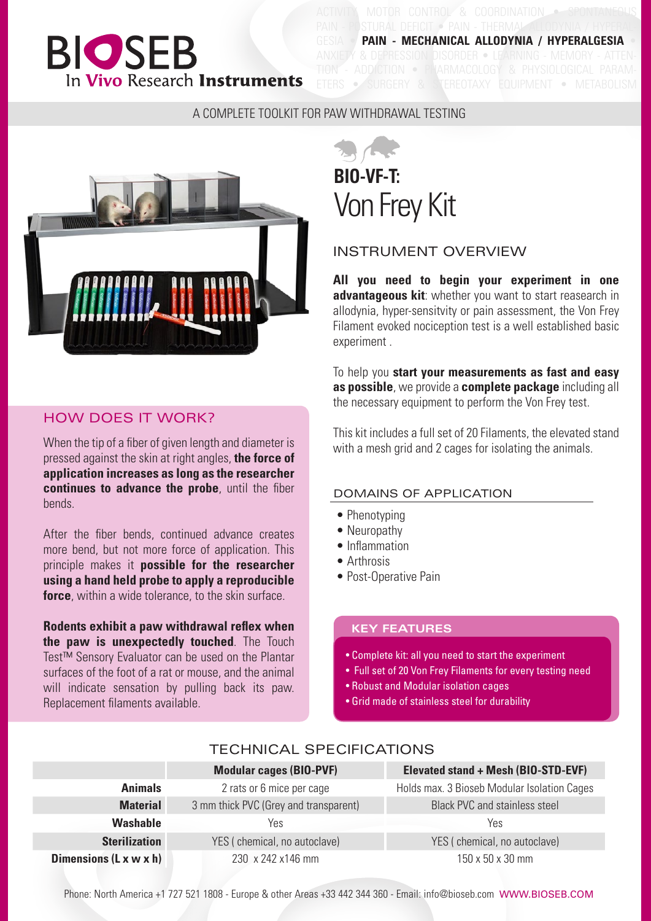# BIOSEB

In Vivo Research Instruments

**PAIN - MECHANICAL ALLODYNIA / HYPERALGESIA**

A COMPLETE TOOLKIT FOR PAW WITHDRAWAL TESTING

## BIO-VF-T: Von Frey Kit

### INSTRUMENT OVERVIEW

**All you need to begin your experiment in one advantageous kit**: whether you want to start reasearch in allodynia, hyper-sensitvity or pain assessment, the Von Frey Filament evoked nociception test is a well established basic experiment .

To help you **start your measurements as fast and easy as possible**, we provide a **complete package** including all the necessary equipment to perform the Von Frey test.

This kit includes a full set of 20 Filaments, the elevated stand with a mesh grid and 2 cages for isolating the animals.

### HOW DOES IT WORK?

When the tip of a fiber of given length and diameter is pressed against the skin at right angles, **the force of application increases as long as the researcher continues to advance the probe**, until the fiber bends.

After the fiber bends, continued advance creates more bend, but not more force of application. This principle makes it **possible for the researcher using a hand held probe to apply a reproducible force**, within a wide tolerance, to the skin surface.

**Rodents exhibit a paw withdrawal reflex when the paw is unexpectedly touched**. The Touch Test™ Sensory Evaluator can be used on the Plantar surfaces of the foot of a rat or mouse, and the animal will indicate sensation by pulling back its paw. Replacement filaments available.

### DOMAINS OF APPLICATION

- Phenotyping
- Neuropathy
- Inflammation
- Arthrosis
- Post-Operative Pain

### KEY FEATURES

- Complete kit: all you need to start the experiment
- Full set of 20 Von Frey Filaments for every testing need
- Robust and Modular isolation cages
- Grid made of stainless steel for durability

### TECHNICAL SPECIFICATIONS

| | Modular cages (BIO-PVF) | Elevated stand + Mesh (BIO-STD-EVF) |
|---|---|---|
| **Animals** | 2 rats or 6 mice per cage | Holds max. 3 Bioseb Modular Isolation Cages |
| **Material** | 3 mm thick PVC (Grey and transparent) | Black PVC and stainless steel |
| **Washable** | Yes | Yes |
| **Sterilization** | YES ( chemical, no autoclave) | YES ( chemical, no autoclave) |
| **Dimensions (L x w x h)** | 230 x 242 x146 mm | 150 x 50 x 30 mm |

Phone: North America +1 727 521 1808 - Europe & other Areas +33 442 344 360 - Email: info@bioseb.com WWW.BIOSEB.COM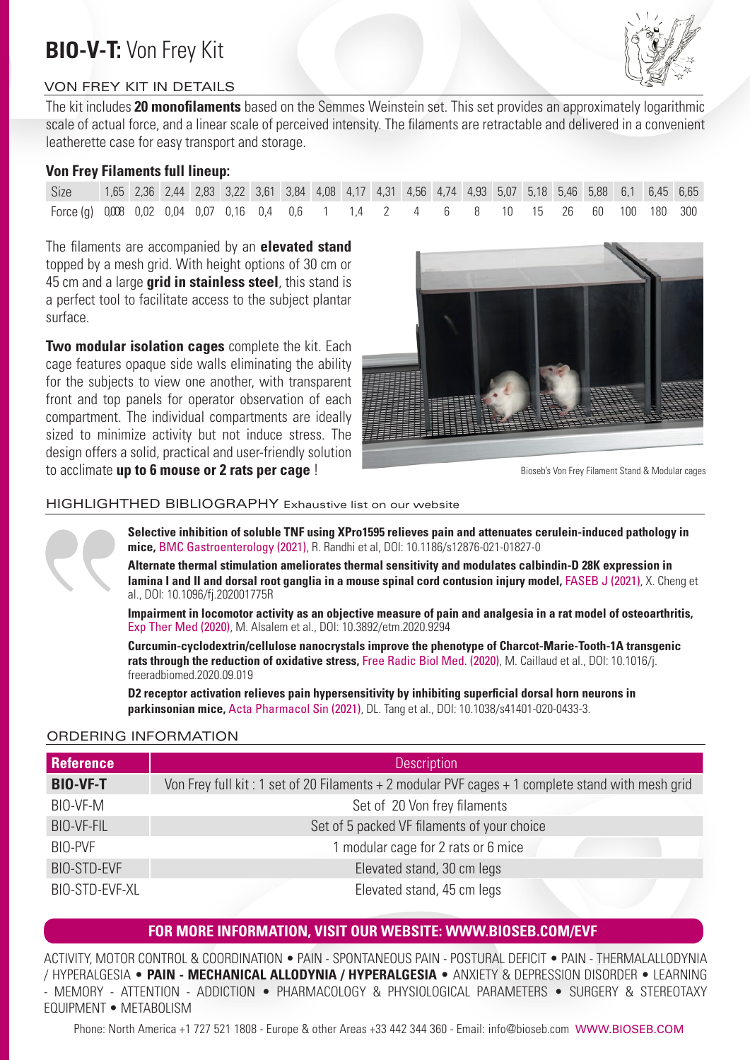# **BIO-V-T:** Von Frey Kit

## VON FREY KIT IN DETAILS

The kit includes **20 monofilaments** based on the Semmes Weinstein set. This set provides an approximately logarithmic scale of actual force, and a linear scale of perceived intensity. The filaments are retractable and delivered in a convenient leatherette case for easy transport and storage.

### Von Frey Filaments full lineup:

| Size | 1,65 | 2,36 | 2,44 | 2,83 | 3,22 | 3,61 | 3,84 | 4,08 | 4,17 | 4,31 | 4,56 | 4,74 | 4,93 | 5,07 | 5,18 | 5,46 | 5,88 | 6,1 | 6,45 | 6,65 |
|---|---|---|---|---|---|---|---|---|---|---|---|---|---|---|---|---|---|---|---|---|
| Force (g) | 0,008 | 0,02 | 0,04 | 0,07 | 0,16 | 0,4 | 0,6 | 1 | 1,4 | 2 | 4 | 6 | 8 | 10 | 15 | 26 | 60 | 100 | 180 | 300 |

The filaments are accompanied by an **elevated stand** topped by a mesh grid. With height options of 30 cm or 45 cm and a large **grid in stainless steel**, this stand is a perfect tool to facilitate access to the subject plantar surface.

**Two modular isolation cages** complete the kit. Each cage features opaque side walls eliminating the ability for the subjects to view one another, with transparent front and top panels for operator observation of each compartment. The individual compartments are ideally sized to minimize activity but not induce stress. The design offers a solid, practical and user-friendly solution to acclimate **up to 6 mouse or 2 rats per cage** !

Bioseb's Von Frey Filament Stand & Modular cages

## HIGHLIGHTED BIBLIOGRAPHY Exhaustive list on our website

**Selective inhibition of soluble TNF using XPro1595 relieves pain and attenuates cerulein-induced pathology in mice,** BMC Gastroenterology (2021), R. Randhi et al, DOI: 10.1186/s12876-021-01827-0

**Alternate thermal stimulation ameliorates thermal sensitivity and modulates calbindin-D 28K expression in lamina I and II and dorsal root ganglia in a mouse spinal cord contusion injury model,** FASEB J (2021), X. Cheng et al., DOI: 10.1096/fj.202001775R

**Impairment in locomotor activity as an objective measure of pain and analgesia in a rat model of osteoarthritis,** Exp Ther Med (2020), M. Alsalem et al., DOI: 10.3892/etm.2020.9294

**Curcumin-cyclodextrin/cellulose nanocrystals improve the phenotype of Charcot-Marie-Tooth-1A transgenic rats through the reduction of oxidative stress,** Free Radic Biol Med. (2020), M. Caillaud et al., DOI: 10.1016/j.freeradbiomed.2020.09.019

**D2 receptor activation relieves pain hypersensitivity by inhibiting superficial dorsal horn neurons in parkinsonian mice,** Acta Pharmacol Sin (2021), DL. Tang et al., DOI: 10.1038/s41401-020-0433-3.

## ORDERING INFORMATION

| Reference | Description |
|---|---|
| **BIO-VF-T** | Von Frey full kit : 1 set of 20 Filaments + 2 modular PVF cages + 1 complete stand with mesh grid |
| BIO-VF-M | Set of 20 Von frey filaments |
| BIO-VF-FIL | Set of 5 packed VF filaments of your choice |
| BIO-PVF | 1 modular cage for 2 rats or 6 mice |
| BIO-STD-EVF | Elevated stand, 30 cm legs |
| BIO-STD-EVF-XL | Elevated stand, 45 cm legs |

**FOR MORE INFORMATION, VISIT OUR WEBSITE: WWW.BIOSEB.COM/EVF**

ACTIVITY, MOTOR CONTROL & COORDINATION • PAIN - SPONTANEOUS PAIN - POSTURAL DEFICIT • PAIN - THERMALALLODYNIA / HYPERALGESIA • **PAIN - MECHANICAL ALLODYNIA / HYPERALGESIA** • ANXIETY & DEPRESSION DISORDER • LEARNING - MEMORY - ATTENTION - ADDICTION • PHARMACOLOGY & PHYSIOLOGICAL PARAMETERS • SURGERY & STEREOTAXY EQUIPMENT • METABOLISM

Phone: North America +1 727 521 1808 - Europe & other Areas +33 442 344 360 - Email: info@bioseb.com WWW.BIOSEB.COM